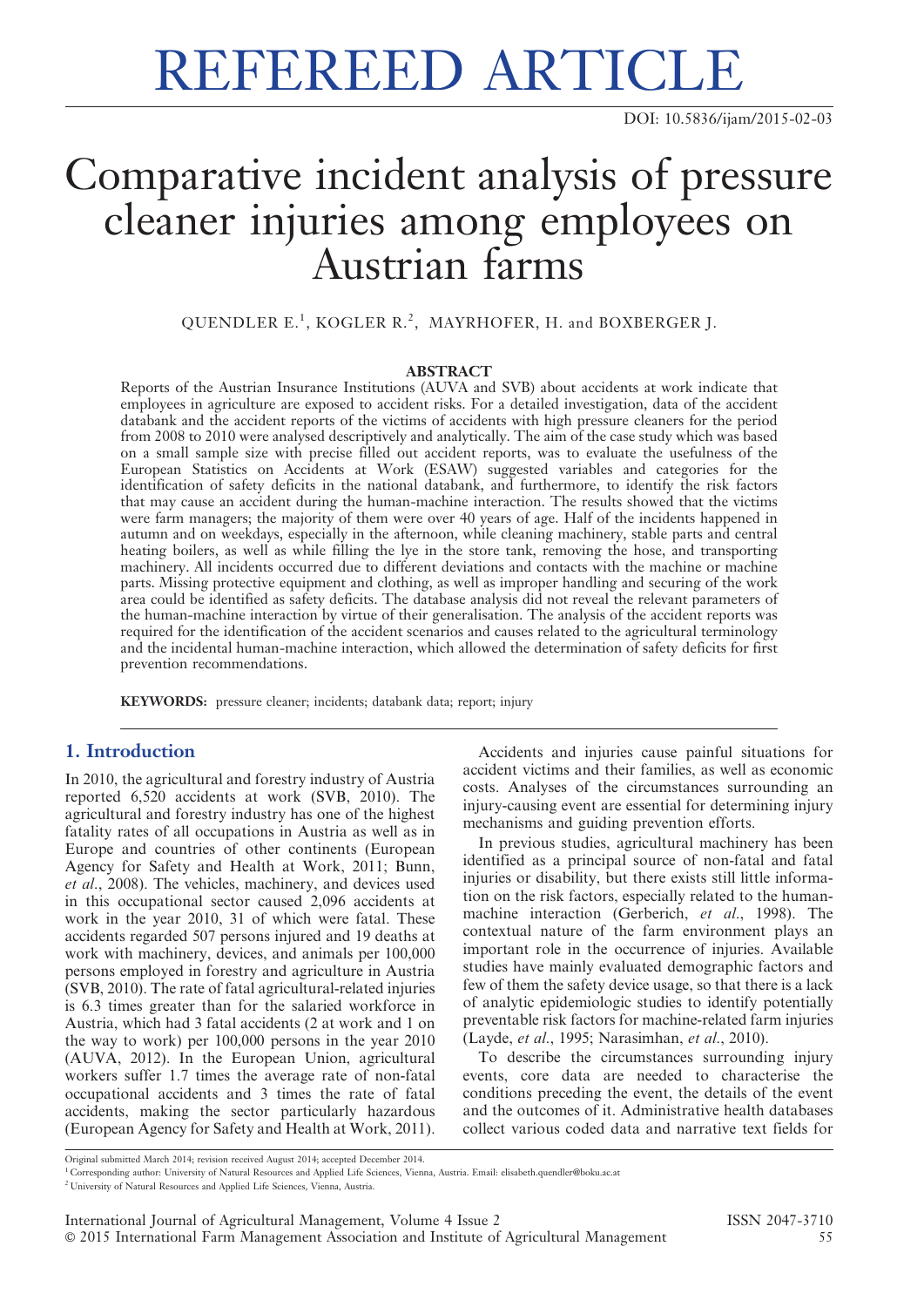REFEREED ARTICLE

DOI: 10.5836/ijam/2015-02-03

# Comparative incident analysis of pressure cleaner injuries among employees on Austrian farms

QUENDLER E.[1], KOGLER R.[2], MAYRHOFER, H. and BOXBERGER J.

## ABSTRACT

Reports of the Austrian Insurance Institutions (AUVA and SVB) about accidents at work indicate that employees in agriculture are exposed to accident risks. For a detailed investigation, data of the accident databank and the accident reports of the victims of accidents with high pressure cleaners for the period from 2008 to 2010 were analysed descriptively and analytically. The aim of the case study which was based on a small sample size with precise filled out accident reports, was to evaluate the usefulness of the European Statistics on Accidents at Work (ESAW) suggested variables and categories for the identification of safety deficits in the national databank, and furthermore, to identify the risk factors that may cause an accident during the human-machine interaction. The results showed that the victims were farm managers; the majority of them were over 40 years of age. Half of the incidents happened in autumn and on weekdays, especially in the afternoon, while cleaning machinery, stable parts and central heating boilers, as well as while filling the lye in the store tank, removing the hose, and transporting machinery. All incidents occurred due to different deviations and contacts with the machine or machine parts. Missing protective equipment and clothing, as well as improper handling and securing of the work area could be identified as safety deficits. The database analysis did not reveal the relevant parameters of the human-machine interaction by virtue of their generalisation. The analysis of the accident reports was required for the identification of the accident scenarios and causes related to the agricultural terminology and the incidental human-machine interaction, which allowed the determination of safety deficits for first prevention recommendations.

**KEYWORDS:** pressure cleaner; incidents; databank data; report; injury

## 1. Introduction

In 2010, the agricultural and forestry industry of Austria reported 6,520 accidents at work (SVB, 2010). The agricultural and forestry industry has one of the highest fatality rates of all occupations in Austria as well as in Europe and countries of other continents (European Agency for Safety and Health at Work, 2011; Bunn, *et al.*, 2008). The vehicles, machinery, and devices used in this occupational sector caused 2,096 accidents at work in the year 2010, 31 of which were fatal. These accidents regarded 507 persons injured and 19 deaths at work with machinery, devices, and animals per 100,000 persons employed in forestry and agriculture in Austria (SVB, 2010). The rate of fatal agricultural-related injuries is 6.3 times greater than for the salaried workforce in Austria, which had 3 fatal accidents (2 at work and 1 on the way to work) per 100,000 persons in the year 2010 (AUVA, 2012). In the European Union, agricultural workers suffer 1.7 times the average rate of non-fatal occupational accidents and 3 times the rate of fatal accidents, making the sector particularly hazardous (European Agency for Safety and Health at Work, 2011).

Accidents and injuries cause painful situations for accident victims and their families, as well as economic costs. Analyses of the circumstances surrounding an injury-causing event are essential for determining injury mechanisms and guiding prevention efforts.

In previous studies, agricultural machinery has been identified as a principal source of non-fatal and fatal injuries or disability, but there exists still little information on the risk factors, especially related to the human-machine interaction (Gerberich, *et al.*, 1998). The contextual nature of the farm environment plays an important role in the occurrence of injuries. Available studies have mainly evaluated demographic factors and few of them the safety device usage, so that there is a lack of analytic epidemiologic studies to identify potentially preventable risk factors for machine-related farm injuries (Layde, *et al.*, 1995; Narasimhan, *et al.*, 2010).

To describe the circumstances surrounding injury events, core data are needed to characterise the conditions preceding the event, the details of the event and the outcomes of it. Administrative health databases collect various coded data and narrative text fields for

---

Original submitted March 2014; revision received August 2014; accepted December 2014.

[1] Corresponding author: University of Natural Resources and Applied Life Sciences, Vienna, Austria. Email: elisabeth.quendler@boku.ac.at

[2] University of Natural Resources and Applied Life Sciences, Vienna, Austria.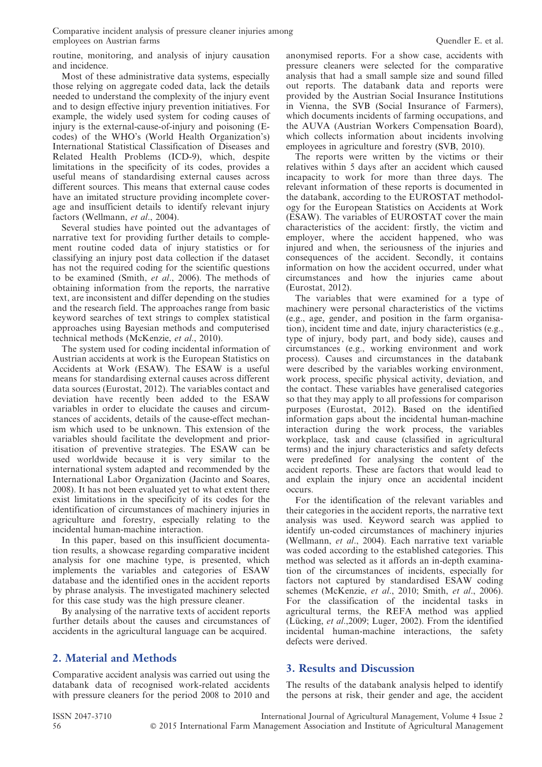routine, monitoring, and analysis of injury causation and incidence.

Most of these administrative data systems, especially those relying on aggregate coded data, lack the details needed to understand the complexity of the injury event and to design effective injury prevention initiatives. For example, the widely used system for coding causes of injury is the external-cause-of-injury and poisoning (E-codes) of the WHO's (World Health Organization's) International Statistical Classification of Diseases and Related Health Problems (ICD-9), which, despite limitations in the specificity of its codes, provides a useful means of standardising external causes across different sources. This means that external cause codes have an imitated structure providing incomplete coverage and insufficient details to identify relevant injury factors (Wellmann, *et al*., 2004).

Several studies have pointed out the advantages of narrative text for providing further details to complement routine coded data of injury statistics or for classifying an injury post data collection if the dataset has not the required coding for the scientific questions to be examined (Smith, *et al*., 2006). The methods of obtaining information from the reports, the narrative text, are inconsistent and differ depending on the studies and the research field. The approaches range from basic keyword searches of text strings to complex statistical approaches using Bayesian methods and computerised technical methods (McKenzie, *et al*., 2010).

The system used for coding incidental information of Austrian accidents at work is the European Statistics on Accidents at Work (ESAW). The ESAW is a useful means for standardising external causes across different data sources (Eurostat, 2012). The variables contact and deviation have recently been added to the ESAW variables in order to elucidate the causes and circumstances of accidents, details of the cause-effect mechanism which used to be unknown. This extension of the variables should facilitate the development and prioritisation of preventive strategies. The ESAW can be used worldwide because it is very similar to the international system adapted and recommended by the International Labor Organization (Jacinto and Soares, 2008). It has not been evaluated yet to what extent there exist limitations in the specificity of its codes for the identification of circumstances of machinery injuries in agriculture and forestry, especially relating to the incidental human-machine interaction.

In this paper, based on this insufficient documentation results, a showcase regarding comparative incident analysis for one machine type, is presented, which implements the variables and categories of ESAW database and the identified ones in the accident reports by phrase analysis. The investigated machinery selected for this case study was the high pressure cleaner.

By analysing of the narrative texts of accident reports further details about the causes and circumstances of accidents in the agricultural language can be acquired.

## 2. Material and Methods

Comparative accident analysis was carried out using the databank data of recognised work-related accidents with pressure cleaners for the period 2008 to 2010 and anonymised reports. For a show case, accidents with pressure cleaners were selected for the comparative analysis that had a small sample size and sound filled out reports. The databank data and reports were provided by the Austrian Social Insurance Institutions in Vienna, the SVB (Social Insurance of Farmers), which documents incidents of farming occupations, and the AUVA (Austrian Workers Compensation Board), which collects information about incidents involving employees in agriculture and forestry (SVB, 2010).

The reports were written by the victims or their relatives within 5 days after an accident which caused incapacity to work for more than three days. The relevant information of these reports is documented in the databank, according to the EUROSTAT methodology for the European Statistics on Accidents at Work (ESAW). The variables of EUROSTAT cover the main characteristics of the accident: firstly, the victim and employer, where the accident happened, who was injured and when, the seriousness of the injuries and consequences of the accident. Secondly, it contains information on how the accident occurred, under what circumstances and how the injuries came about (Eurostat, 2012).

The variables that were examined for a type of machinery were personal characteristics of the victims (e.g., age, gender, and position in the farm organisation), incident time and date, injury characteristics (e.g., type of injury, body part, and body side), causes and circumstances (e.g., working environment and work process). Causes and circumstances in the databank were described by the variables working environment, work process, specific physical activity, deviation, and the contact. These variables have generalised categories so that they may apply to all professions for comparison purposes (Eurostat, 2012). Based on the identified information gaps about the incidental human-machine interaction during the work process, the variables workplace, task and cause (classified in agricultural terms) and the injury characteristics and safety defects were predefined for analysing the content of the accident reports. These are factors that would lead to and explain the injury once an accidental incident occurs.

For the identification of the relevant variables and their categories in the accident reports, the narrative text analysis was used. Keyword search was applied to identify un-coded circumstances of machinery injuries (Wellmann, *et al*., 2004). Each narrative text variable was coded according to the established categories. This method was selected as it affords an in-depth examination of the circumstances of incidents, especially for factors not captured by standardised ESAW coding schemes (McKenzie, *et al*., 2010; Smith, *et al*., 2006). For the classification of the incidental tasks in agricultural terms, the REFA method was applied (Lücking, *et al*.,2009; Luger, 2002). From the identified incidental human-machine interactions, the safety defects were derived.

## 3. Results and Discussion

The results of the databank analysis helped to identify the persons at risk, their gender and age, the accident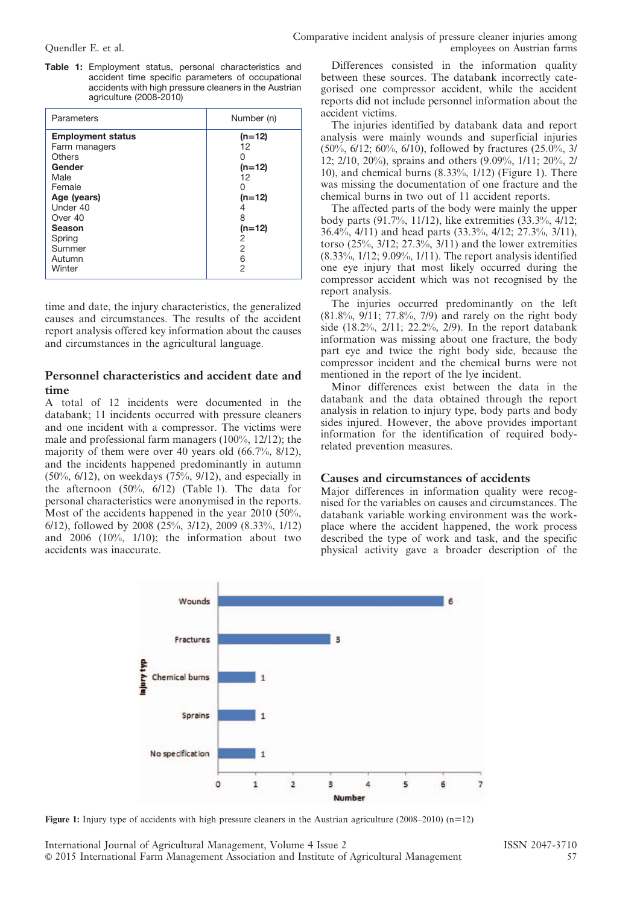**Table 1:** Employment status, personal characteristics and accident time specific parameters of occupational accidents with high pressure cleaners in the Austrian agriculture (2008-2010)

| Parameters | Number (n) |
|---|---|
| **Employment status** | **(n=12)** |
| Farm managers | 12 |
| Others | 0 |
| **Gender** | **(n=12)** |
| Male | 12 |
| Female | 0 |
| **Age (years)** | **(n=12)** |
| Under 40 | 4 |
| Over 40 | 8 |
| **Season** | **(n=12)** |
| Spring | 2 |
| Summer | 2 |
| Autumn | 6 |
| Winter | 2 |

time and date, the injury characteristics, the generalized causes and circumstances. The results of the accident report analysis offered key information about the causes and circumstances in the agricultural language.

## Personnel characteristics and accident date and time

A total of 12 incidents were documented in the databank; 11 incidents occurred with pressure cleaners and one incident with a compressor. The victims were male and professional farm managers (100%, 12/12); the majority of them were over 40 years old (66.7%, 8/12), and the incidents happened predominantly in autumn (50%, 6/12), on weekdays (75%, 9/12), and especially in the afternoon (50%, 6/12) (Table 1). The data for personal characteristics were anonymised in the reports. Most of the accidents happened in the year 2010 (50%, 6/12), followed by 2008 (25%, 3/12), 2009 (8.33%, 1/12) and 2006 (10%, 1/10); the information about two accidents was inaccurate.

Differences consisted in the information quality between these sources. The databank incorrectly categorised one compressor accident, while the accident reports did not include personnel information about the accident victims.

The injuries identified by databank data and report analysis were mainly wounds and superficial injuries (50%, 6/12; 60%, 6/10), followed by fractures (25.0%, 3/12; 2/10, 20%), sprains and others (9.09%, 1/11; 20%, 2/10), and chemical burns (8.33%, 1/12) (Figure 1). There was missing the documentation of one fracture and the chemical burns in two out of 11 accident reports.

The affected parts of the body were mainly the upper body parts (91.7%, 11/12), like extremities (33.3%, 4/12; 36.4%, 4/11) and head parts (33.3%, 4/12; 27.3%, 3/11), torso (25%, 3/12; 27.3%, 3/11) and the lower extremities (8.33%, 1/12; 9.09%, 1/11). The report analysis identified one eye injury that most likely occurred during the compressor accident which was not recognised by the report analysis.

The injuries occurred predominantly on the left (81.8%, 9/11; 77.8%, 7/9) and rarely on the right body side (18.2%, 2/11; 22.2%, 2/9). In the report databank information was missing about one fracture, the body part eye and twice the right body side, because the compressor incident and the chemical burns were not mentioned in the report of the lye incident.

Minor differences exist between the data in the databank and the data obtained through the report analysis in relation to injury type, body parts and body sides injured. However, the above provides important information for the identification of required body-related prevention measures.

## Causes and circumstances of accidents

Major differences in information quality were recognised for the variables on causes and circumstances. The databank variable working environment was the workplace where the accident happened, the work process described the type of work and task, and the specific physical activity gave a broader description of the

| Injury typ | Number |
|---|---|
| Wounds | 6 |
| Fractures | 3 |
| Chemical burns | 1 |
| Sprains | 1 |
| No specification | 1 |

**Figure 1:** Injury type of accidents with high pressure cleaners in the Austrian agriculture (2008–2010) (n=12)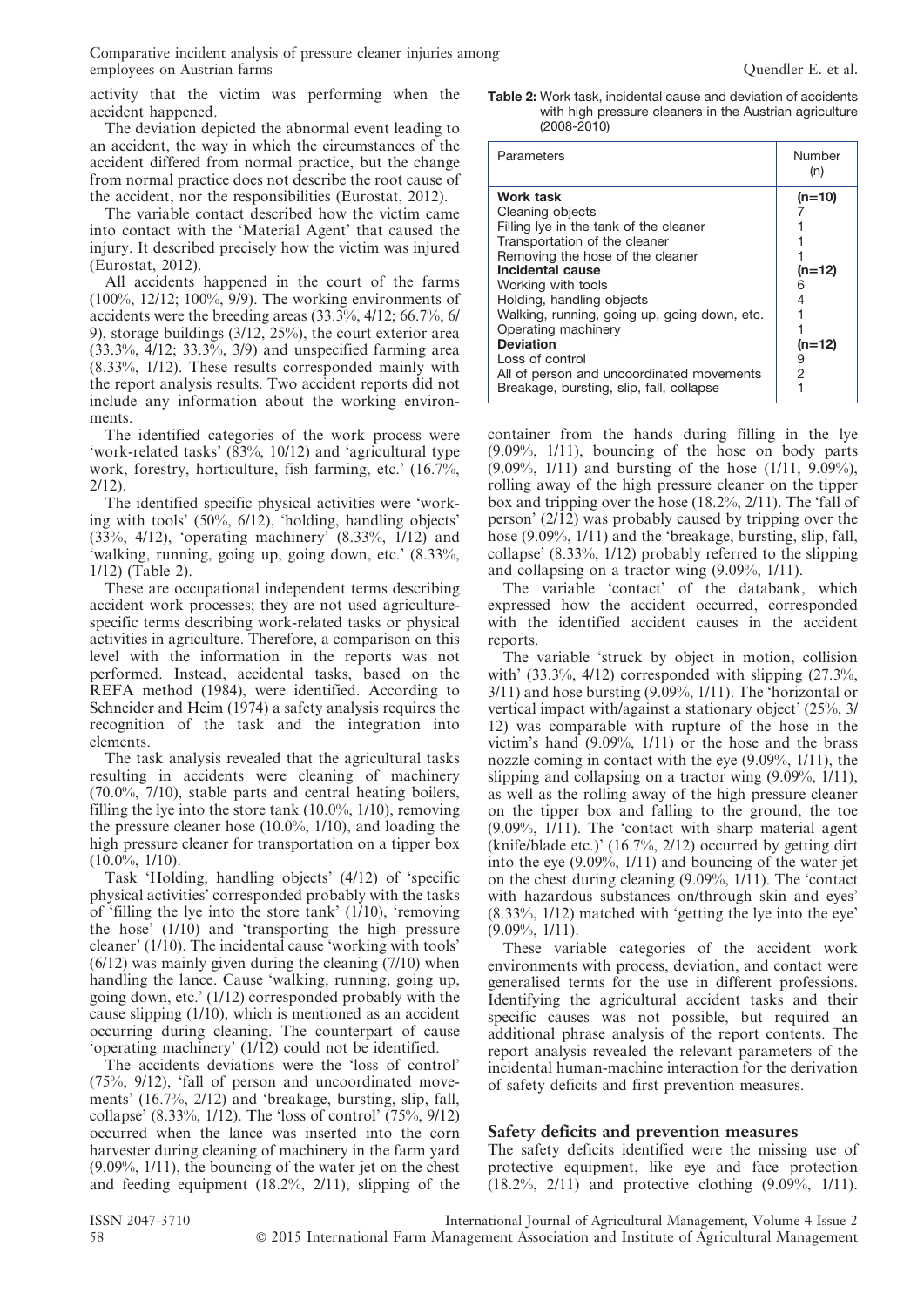activity that the victim was performing when the accident happened.

The deviation depicted the abnormal event leading to an accident, the way in which the circumstances of the accident differed from normal practice, but the change from normal practice does not describe the root cause of the accident, nor the responsibilities (Eurostat, 2012).

The variable contact described how the victim came into contact with the 'Material Agent' that caused the injury. It described precisely how the victim was injured (Eurostat, 2012).

All accidents happened in the court of the farms (100%, 12/12; 100%, 9/9). The working environments of accidents were the breeding areas (33.3%, 4/12; 66.7%, 6/9), storage buildings (3/12, 25%), the court exterior area (33.3%, 4/12; 33.3%, 3/9) and unspecified farming area (8.33%, 1/12). These results corresponded mainly with the report analysis results. Two accident reports did not include any information about the working environments.

The identified categories of the work process were 'work-related tasks' (83%, 10/12) and 'agricultural type work, forestry, horticulture, fish farming, etc.' (16.7%, 2/12).

The identified specific physical activities were 'working with tools' (50%, 6/12), 'holding, handling objects' (33%, 4/12), 'operating machinery' (8.33%, 1/12) and 'walking, running, going up, going down, etc.' (8.33%, 1/12) (Table 2).

These are occupational independent terms describing accident work processes; they are not used agriculture-specific terms describing work-related tasks or physical activities in agriculture. Therefore, a comparison on this level with the information in the reports was not performed. Instead, accidental tasks, based on the REFA method (1984), were identified. According to Schneider and Heim (1974) a safety analysis requires the recognition of the task and the integration into elements.

The task analysis revealed that the agricultural tasks resulting in accidents were cleaning of machinery (70.0%, 7/10), stable parts and central heating boilers, filling the lye into the store tank (10.0%, 1/10), removing the pressure cleaner hose (10.0%, 1/10), and loading the high pressure cleaner for transportation on a tipper box (10.0%, 1/10).

Task 'Holding, handling objects' (4/12) of 'specific physical activities' corresponded probably with the tasks of 'filling the lye into the store tank' (1/10), 'removing the hose' (1/10) and 'transporting the high pressure cleaner' (1/10). The incidental cause 'working with tools' (6/12) was mainly given during the cleaning (7/10) when handling the lance. Cause 'walking, running, going up, going down, etc.' (1/12) corresponded probably with the cause slipping (1/10), which is mentioned as an accident occurring during cleaning. The counterpart of cause 'operating machinery' (1/12) could not be identified.

The accidents deviations were the 'loss of control' (75%, 9/12), 'fall of person and uncoordinated movements' (16.7%, 2/12) and 'breakage, bursting, slip, fall, collapse' (8.33%, 1/12). The 'loss of control' (75%, 9/12) occurred when the lance was inserted into the corn harvester during cleaning of machinery in the farm yard (9.09%, 1/11), the bouncing of the water jet on the chest and feeding equipment (18.2%, 2/11), slipping of the

**Table 2:** Work task, incidental cause and deviation of accidents with high pressure cleaners in the Austrian agriculture (2008-2010)

| Parameters | Number (n) |
|---|---|
| **Work task** | **(n=10)** |
| Cleaning objects | 7 |
| Filling lye in the tank of the cleaner | 1 |
| Transportation of the cleaner | 1 |
| Removing the hose of the cleaner | 1 |
| **Incidental cause** | **(n=12)** |
| Working with tools | 6 |
| Holding, handling objects | 4 |
| Walking, running, going up, going down, etc. | 1 |
| Operating machinery | 1 |
| **Deviation** | **(n=12)** |
| Loss of control | 9 |
| All of person and uncoordinated movements | 2 |
| Breakage, bursting, slip, fall, collapse | 1 |

container from the hands during filling in the lye (9.09%, 1/11), bouncing of the hose on body parts (9.09%, 1/11) and bursting of the hose (1/11, 9.09%), rolling away of the high pressure cleaner on the tipper box and tripping over the hose (18.2%, 2/11). The 'fall of person' (2/12) was probably caused by tripping over the hose (9.09%, 1/11) and the 'breakage, bursting, slip, fall, collapse' (8.33%, 1/12) probably referred to the slipping and collapsing on a tractor wing (9.09%, 1/11).

The variable 'contact' of the databank, which expressed how the accident occurred, corresponded with the identified accident causes in the accident reports.

The variable 'struck by object in motion, collision with' (33.3%, 4/12) corresponded with slipping (27.3%, 3/11) and hose bursting (9.09%, 1/11). The 'horizontal or vertical impact with/against a stationary object' (25%, 3/12) was comparable with rupture of the hose in the victim's hand (9.09%, 1/11) or the hose and the brass nozzle coming in contact with the eye (9.09%, 1/11), the slipping and collapsing on a tractor wing (9.09%, 1/11), as well as the rolling away of the high pressure cleaner on the tipper box and falling to the ground, the toe (9.09%, 1/11). The 'contact with sharp material agent (knife/blade etc.)' (16.7%, 2/12) occurred by getting dirt into the eye (9.09%, 1/11) and bouncing of the water jet on the chest during cleaning (9.09%, 1/11). The 'contact with hazardous substances on/through skin and eyes' (8.33%, 1/12) matched with 'getting the lye into the eye' (9.09%, 1/11).

These variable categories of the accident work environments with process, deviation, and contact were generalised terms for the use in different professions. Identifying the agricultural accident tasks and their specific causes was not possible, but required an additional phrase analysis of the report contents. The report analysis revealed the relevant parameters of the incidental human-machine interaction for the derivation of safety deficits and first prevention measures.

## Safety deficits and prevention measures

The safety deficits identified were the missing use of protective equipment, like eye and face protection (18.2%, 2/11) and protective clothing (9.09%, 1/11).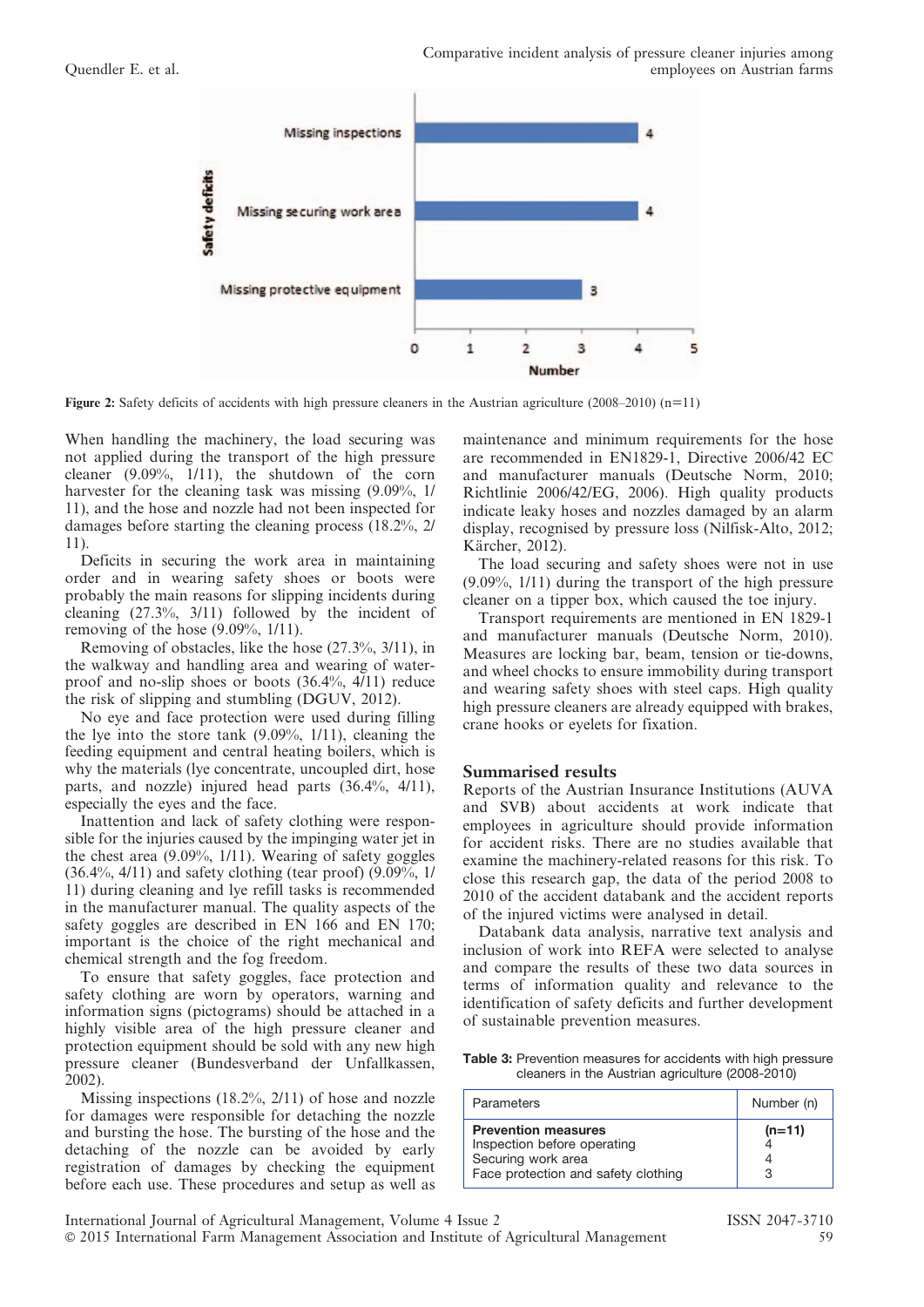**Figure 2:** Safety deficits of accidents with high pressure cleaners in the Austrian agriculture (2008–2010) (n=11)

When handling the machinery, the load securing was not applied during the transport of the high pressure cleaner (9.09%, 1/11), the shutdown of the corn harvester for the cleaning task was missing (9.09%, 1/11), and the hose and nozzle had not been inspected for damages before starting the cleaning process (18.2%, 2/11).

Deficits in securing the work area in maintaining order and in wearing safety shoes or boots were probably the main reasons for slipping incidents during cleaning (27.3%, 3/11) followed by the incident of removing of the hose (9.09%, 1/11).

Removing of obstacles, like the hose (27.3%, 3/11), in the walkway and handling area and wearing of water-proof and no-slip shoes or boots (36.4%, 4/11) reduce the risk of slipping and stumbling (DGUV, 2012).

No eye and face protection were used during filling the lye into the store tank (9.09%, 1/11), cleaning the feeding equipment and central heating boilers, which is why the materials (lye concentrate, uncoupled dirt, hose parts, and nozzle) injured head parts (36.4%, 4/11), especially the eyes and the face.

Inattention and lack of safety clothing were responsible for the injuries caused by the impinging water jet in the chest area (9.09%, 1/11). Wearing of safety goggles (36.4%, 4/11) and safety clothing (tear proof) (9.09%, 1/11) during cleaning and lye refill tasks is recommended in the manufacturer manual. The quality aspects of the safety goggles are described in EN 166 and EN 170; important is the choice of the right mechanical and chemical strength and the fog freedom.

To ensure that safety goggles, face protection and safety clothing are worn by operators, warning and information signs (pictograms) should be attached in a highly visible area of the high pressure cleaner and protection equipment should be sold with any new high pressure cleaner (Bundesverband der Unfallkassen, 2002).

Missing inspections (18.2%, 2/11) of hose and nozzle for damages were responsible for detaching the nozzle and bursting the hose. The bursting of the hose and the detaching of the nozzle can be avoided by early registration of damages by checking the equipment before each use. These procedures and setup as well as maintenance and minimum requirements for the hose are recommended in EN1829-1, Directive 2006/42 EC and manufacturer manuals (Deutsche Norm, 2010; Richtlinie 2006/42/EG, 2006). High quality products indicate leaky hoses and nozzles damaged by an alarm display, recognised by pressure loss (Nilfisk-Alto, 2012; Kärcher, 2012).

The load securing and safety shoes were not in use (9.09%, 1/11) during the transport of the high pressure cleaner on a tipper box, which caused the toe injury.

Transport requirements are mentioned in EN 1829-1 and manufacturer manuals (Deutsche Norm, 2010). Measures are locking bar, beam, tension or tie-downs, and wheel chocks to ensure immobility during transport and wearing safety shoes with steel caps. High quality high pressure cleaners are already equipped with brakes, crane hooks or eyelets for fixation.

## Summarised results

Reports of the Austrian Insurance Institutions (AUVA and SVB) about accidents at work indicate that employees in agriculture should provide information for accident risks. There are no studies available that examine the machinery-related reasons for this risk. To close this research gap, the data of the period 2008 to 2010 of the accident databank and the accident reports of the injured victims were analysed in detail.

Databank data analysis, narrative text analysis and inclusion of work into REFA were selected to analyse and compare the results of these two data sources in terms of information quality and relevance to the identification of safety deficits and further development of sustainable prevention measures.

**Table 3:** Prevention measures for accidents with high pressure cleaners in the Austrian agriculture (2008-2010)

| Parameters | Number (n) |
|---|---|
| **Prevention measures** | **(n=11)** |
| Inspection before operating | 4 |
| Securing work area | 4 |
| Face protection and safety clothing | 3 |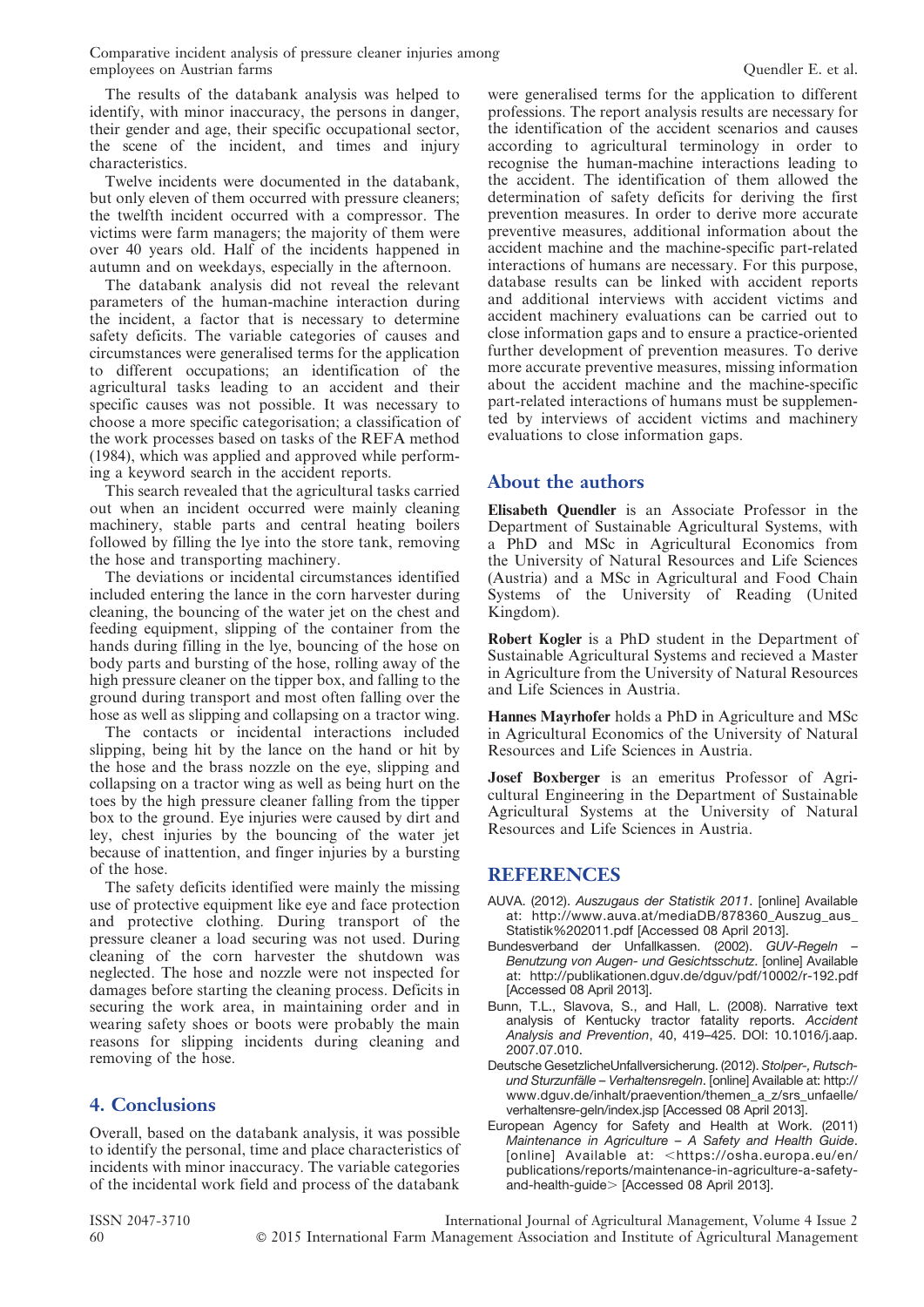The results of the databank analysis was helped to identify, with minor inaccuracy, the persons in danger, their gender and age, their specific occupational sector, the scene of the incident, and times and injury characteristics.

Twelve incidents were documented in the databank, but only eleven of them occurred with pressure cleaners; the twelfth incident occurred with a compressor. The victims were farm managers; the majority of them were over 40 years old. Half of the incidents happened in autumn and on weekdays, especially in the afternoon.

The databank analysis did not reveal the relevant parameters of the human-machine interaction during the incident, a factor that is necessary to determine safety deficits. The variable categories of causes and circumstances were generalised terms for the application to different occupations; an identification of the agricultural tasks leading to an accident and their specific causes was not possible. It was necessary to choose a more specific categorisation; a classification of the work processes based on tasks of the REFA method (1984), which was applied and approved while performing a keyword search in the accident reports.

This search revealed that the agricultural tasks carried out when an incident occurred were mainly cleaning machinery, stable parts and central heating boilers followed by filling the lye into the store tank, removing the hose and transporting machinery.

The deviations or incidental circumstances identified included entering the lance in the corn harvester during cleaning, the bouncing of the water jet on the chest and feeding equipment, slipping of the container from the hands during filling in the lye, bouncing of the hose on body parts and bursting of the hose, rolling away of the high pressure cleaner on the tipper box, and falling to the ground during transport and most often falling over the hose as well as slipping and collapsing on a tractor wing.

The contacts or incidental interactions included slipping, being hit by the lance on the hand or hit by the hose and the brass nozzle on the eye, slipping and collapsing on a tractor wing as well as being hurt on the toes by the high pressure cleaner falling from the tipper box to the ground. Eye injuries were caused by dirt and ley, chest injuries by the bouncing of the water jet because of inattention, and finger injuries by a bursting of the hose.

The safety deficits identified were mainly the missing use of protective equipment like eye and face protection and protective clothing. During transport of the pressure cleaner a load securing was not used. During cleaning of the corn harvester the shutdown was neglected. The hose and nozzle were not inspected for damages before starting the cleaning process. Deficits in securing the work area, in maintaining order and in wearing safety shoes or boots were probably the main reasons for slipping incidents during cleaning and removing of the hose.

## 4. Conclusions

Overall, based on the databank analysis, it was possible to identify the personal, time and place characteristics of incidents with minor inaccuracy. The variable categories of the incidental work field and process of the databank were generalised terms for the application to different professions. The report analysis results are necessary for the identification of the accident scenarios and causes according to agricultural terminology in order to recognise the human-machine interactions leading to the accident. The identification of them allowed the determination of safety deficits for deriving the first prevention measures. In order to derive more accurate preventive measures, additional information about the accident machine and the machine-specific part-related interactions of humans are necessary. For this purpose, database results can be linked with accident reports and additional interviews with accident victims and accident machinery evaluations can be carried out to close information gaps and to ensure a practice-oriented further development of prevention measures. To derive more accurate preventive measures, missing information about the accident machine and the machine-specific part-related interactions of humans must be supplemented by interviews of accident victims and machinery evaluations to close information gaps.

## About the authors

**Elisabeth Quendler** is an Associate Professor in the Department of Sustainable Agricultural Systems, with a PhD and MSc in Agricultural Economics from the University of Natural Resources and Life Sciences (Austria) and a MSc in Agricultural and Food Chain Systems of the University of Reading (United Kingdom).

**Robert Kogler** is a PhD student in the Department of Sustainable Agricultural Systems and recieved a Master in Agriculture from the University of Natural Resources and Life Sciences in Austria.

**Hannes Mayrhofer** holds a PhD in Agriculture and MSc in Agricultural Economics of the University of Natural Resources and Life Sciences in Austria.

**Josef Boxberger** is an emeritus Professor of Agricultural Engineering in the Department of Sustainable Agricultural Systems at the University of Natural Resources and Life Sciences in Austria.

## REFERENCES

AUVA. (2012). *Auszugaus der Statistik 2011*. [online] Available at: http://www.auva.at/mediaDB/878360_Auszug_aus_Statistik%202011.pdf [Accessed 08 April 2013].

Bundesverband der Unfallkassen. (2002). *GUV-Regeln – Benutzung von Augen- und Gesichtsschutz*. [online] Available at: http://publikationen.dguv.de/dguv/pdf/10002/r-192.pdf [Accessed 08 April 2013].

Bunn, T.L., Slavova, S., and Hall, L. (2008). Narrative text analysis of Kentucky tractor fatality reports. *Accident Analysis and Prevention*, 40, 419–425. DOI: 10.1016/j.aap.2007.07.010.

Deutsche GesetzlicheUnfallversicherung. (2012). *Stolper-, Rutsch- und Sturzunfälle – Verhaltensregeln*. [online] Available at: http://www.dguv.de/inhalt/praevention/themen_a_z/srs_unfaelle/verhaltensre-geln/index.jsp [Accessed 08 April 2013].

European Agency for Safety and Health at Work. (2011) *Maintenance in Agriculture – A Safety and Health Guide*. [online] Available at: <https://osha.europa.eu/en/publications/reports/maintenance-in-agriculture-a-safety-and-health-guide> [Accessed 08 April 2013].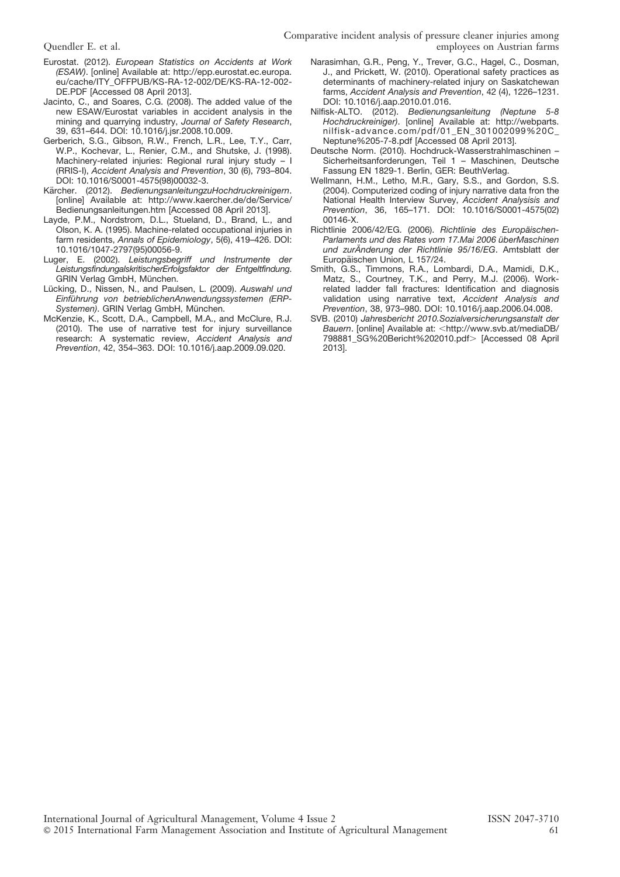Eurostat. (2012). *European Statistics on Accidents at Work (ESAW)*. [online] Available at: http://epp.eurostat.ec.europa.eu/cache/ITY_OFFPUB/KS-RA-12-002/DE/KS-RA-12-002-DE.PDF [Accessed 08 April 2013].

Jacinto, C., and Soares, C.G. (2008). The added value of the new ESAW/Eurostat variables in accident analysis in the mining and quarrying industry, *Journal of Safety Research*, 39, 631–644. DOI: 10.1016/j.jsr.2008.10.009.

Gerberich, S.G., Gibson, R.W., French, L.R., Lee, T.Y., Carr, W.P., Kochevar, L., Renier, C.M., and Shutske, J. (1998). Machinery-related injuries: Regional rural injury study – I (RRIS-I), *Accident Analysis and Prevention*, 30 (6), 793–804. DOI: 10.1016/S0001-4575(98)00032-3.

Kärcher. (2012). *BedienungsanleitungzuHochdruckreinigern*. [online] Available at: http://www.kaercher.de/de/Service/Bedienungsanleitungen.htm [Accessed 08 April 2013].

Layde, P.M., Nordstrom, D.L., Stueland, D., Brand, L., and Olson, K. A. (1995). Machine-related occupational injuries in farm residents, *Annals of Epidemiology*, 5(6), 419–426. DOI: 10.1016/1047-2797(95)00056-9.

Luger, E. (2002). *Leistungsbegriff und Instrumente der LeistungsfindungalskritischerErfolgsfaktor der Entgeltfindung*. GRIN Verlag GmbH, München.

Lücking, D., Nissen, N., and Paulsen, L. (2009). *Auswahl und Einführung von betrieblichenAnwendungssystemen (ERP-Systemen)*. GRIN Verlag GmbH, München.

McKenzie, K., Scott, D.A., Campbell, M.A., and McClure, R.J. (2010). The use of narrative test for injury surveillance research: A systematic review, *Accident Analysis and Prevention*, 42, 354–363. DOI: 10.1016/j.aap.2009.09.020.

Narasimhan, G.R., Peng, Y., Trever, G.C., Hagel, C., Dosman, J., and Prickett, W. (2010). Operational safety practices as determinants of machinery-related injury on Saskatchewan farms, *Accident Analysis and Prevention*, 42 (4), 1226–1231. DOI: 10.1016/j.aap.2010.01.016.

Nilfisk-ALTO. (2012). *Bedienungsanleitung (Neptune 5-8 Hochdruckreiniger)*. [online] Available at: http://webparts.nilfisk-advance.com/pdf/01_EN_301002099%20C_Neptune%205-7-8.pdf [Accessed 08 April 2013].

Deutsche Norm. (2010). Hochdruck-Wasserstrahlmaschinen – Sicherheitsanforderungen, Teil 1 – Maschinen, Deutsche Fassung EN 1829-1. Berlin, GER: BeuthVerlag.

Wellmann, H.M., Letho, M.R., Gary, S.S., and Gordon, S.S. (2004). Computerized coding of injury narrative data fron the National Health Interview Survey, *Accident Analysisis and Prevention*, 36, 165–171. DOI: 10.1016/S0001-4575(02)00146-X.

Richtlinie 2006/42/EG. (2006). *Richtlinie des Europäischen-Parlaments und des Rates vom 17.Mai 2006 überMaschinen und zurÄnderung der Richtlinie 95/16/EG*. Amtsblatt der Europäischen Union, L 157/24.

Smith, G.S., Timmons, R.A., Lombardi, D.A., Mamidi, D.K., Matz, S., Courtney, T.K., and Perry, M.J. (2006). Work-related ladder fall fractures: Identification and diagnosis validation using narrative text, *Accident Analysis and Prevention*, 38, 973–980. DOI: 10.1016/j.aap.2006.04.008.

SVB. (2010) *Jahresbericht 2010.Sozialversicherungsanstalt der Bauern*. [online] Available at: <http://www.svb.at/mediaDB/798881_SG%20Bericht%202010.pdf> [Accessed 08 April 2013].